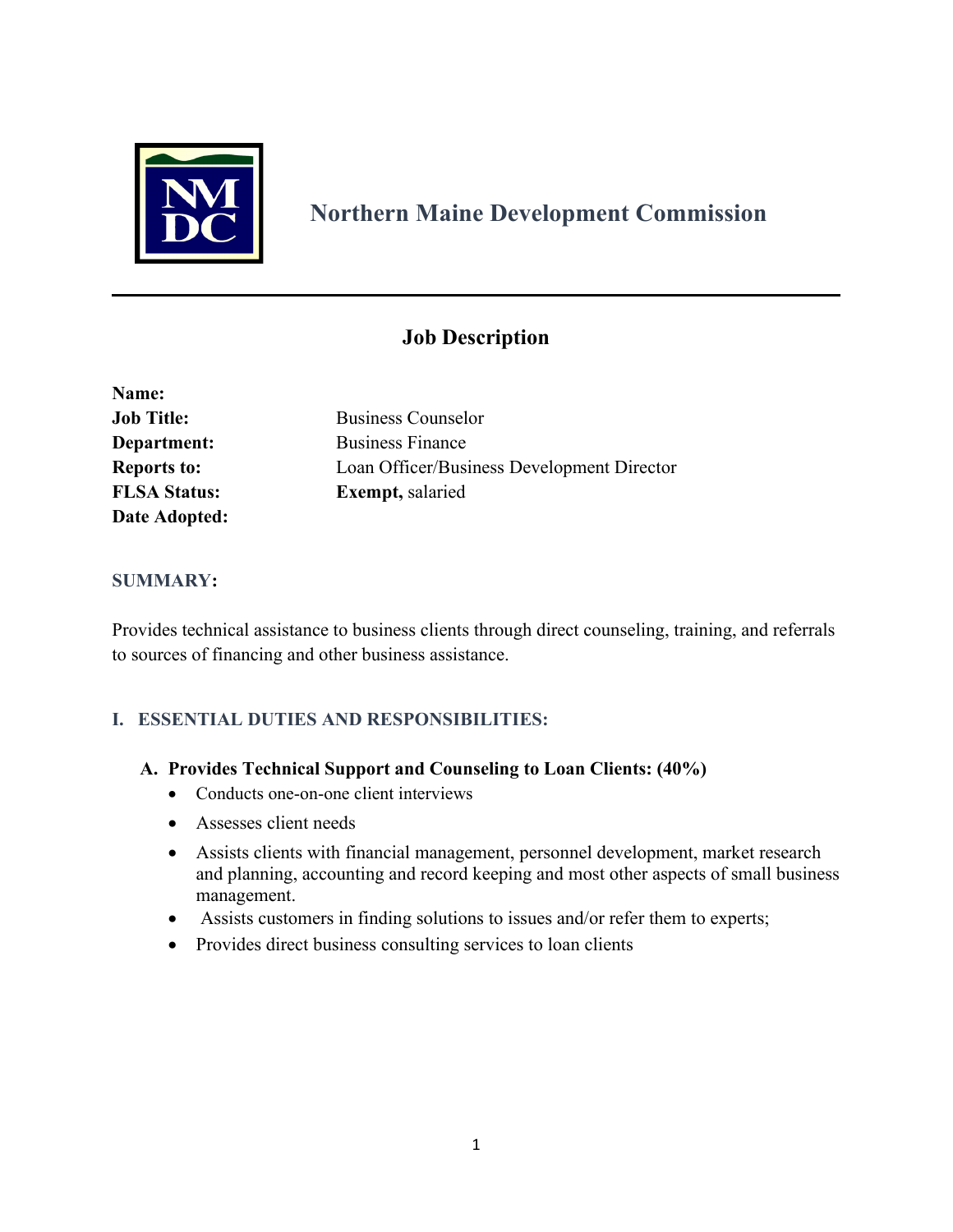# Northern Maine Development Commission

## Job Description

**Name:**
**Job Title:** Business Counselor
**Department:** Business Finance
**Reports to:** Loan Officer/Business Development Director
**FLSA Status:** **Exempt,** salaried
**Date Adopted:**

### SUMMARY:

Provides technical assistance to business clients through direct counseling, training, and referrals to sources of financing and other business assistance.

### I. ESSENTIAL DUTIES AND RESPONSIBILITIES:

**A. Provides Technical Support and Counseling to Loan Clients: (40%)**

- Conducts one-on-one client interviews
- Assesses client needs
- Assists clients with financial management, personnel development, market research and planning, accounting and record keeping and most other aspects of small business management.
- Assists customers in finding solutions to issues and/or refer them to experts;
- Provides direct business consulting services to loan clients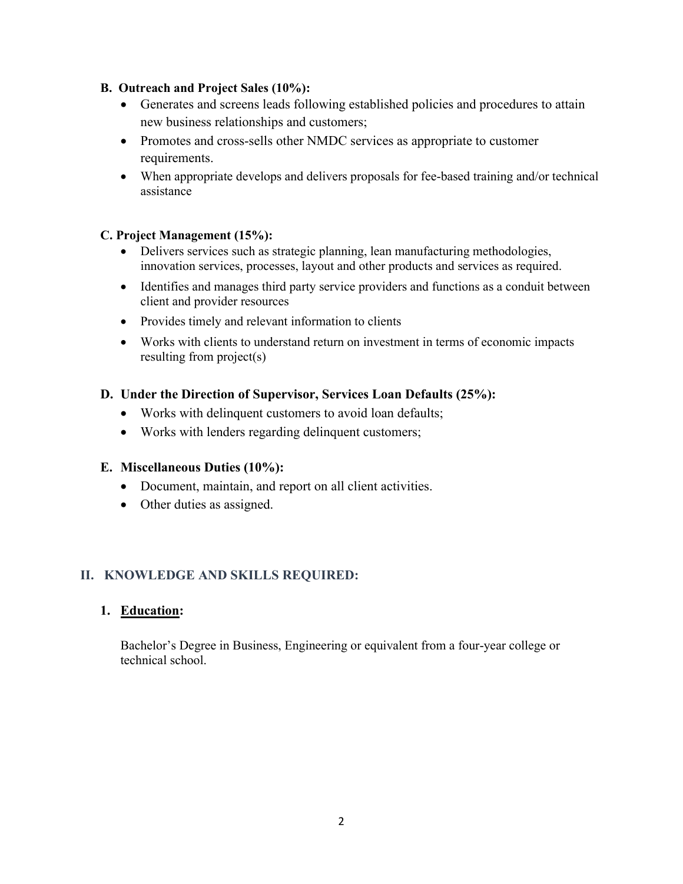**B. Outreach and Project Sales (10%):**

- Generates and screens leads following established policies and procedures to attain new business relationships and customers;
- Promotes and cross-sells other NMDC services as appropriate to customer requirements.
- When appropriate develops and delivers proposals for fee-based training and/or technical assistance

**C. Project Management (15%):**

- Delivers services such as strategic planning, lean manufacturing methodologies, innovation services, processes, layout and other products and services as required.
- Identifies and manages third party service providers and functions as a conduit between client and provider resources
- Provides timely and relevant information to clients
- Works with clients to understand return on investment in terms of economic impacts resulting from project(s)

**D. Under the Direction of Supervisor, Services Loan Defaults (25%):**

- Works with delinquent customers to avoid loan defaults;
- Works with lenders regarding delinquent customers;

**E. Miscellaneous Duties (10%):**

- Document, maintain, and report on all client activities.
- Other duties as assigned.

## II. KNOWLEDGE AND SKILLS REQUIRED:

### 1. <u>Education</u>:

Bachelor's Degree in Business, Engineering or equivalent from a four-year college or technical school.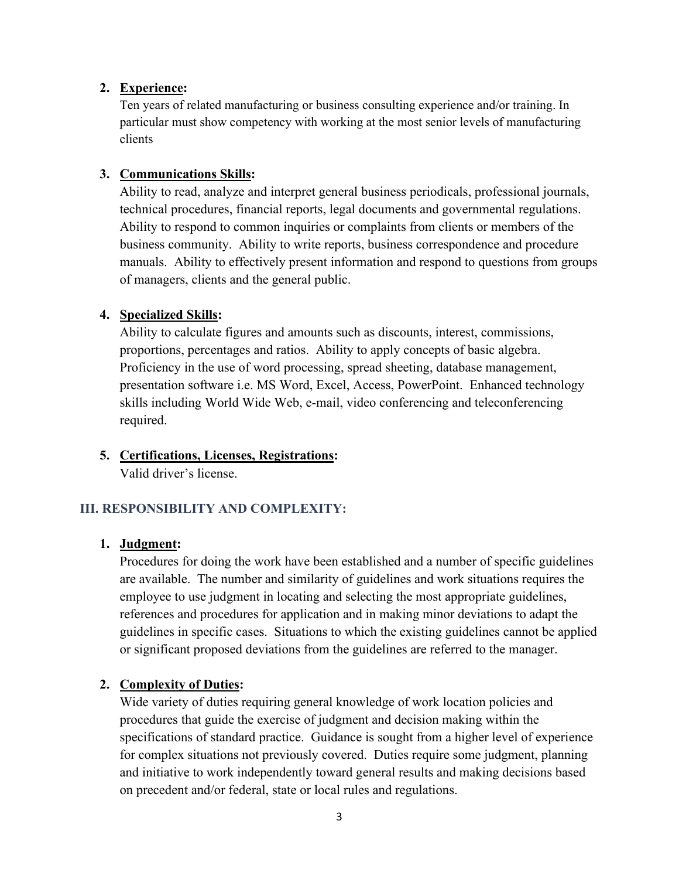2. **<u>Experience</u>:**
   Ten years of related manufacturing or business consulting experience and/or training. In particular must show competency with working at the most senior levels of manufacturing clients

3. **<u>Communications Skills</u>:**
   Ability to read, analyze and interpret general business periodicals, professional journals, technical procedures, financial reports, legal documents and governmental regulations. Ability to respond to common inquiries or complaints from clients or members of the business community. Ability to write reports, business correspondence and procedure manuals. Ability to effectively present information and respond to questions from groups of managers, clients and the general public.

4. **<u>Specialized Skills</u>:**
   Ability to calculate figures and amounts such as discounts, interest, commissions, proportions, percentages and ratios. Ability to apply concepts of basic algebra. Proficiency in the use of word processing, spread sheeting, database management, presentation software i.e. MS Word, Excel, Access, PowerPoint. Enhanced technology skills including World Wide Web, e-mail, video conferencing and teleconferencing required.

5. **<u>Certifications, Licenses, Registrations</u>:**
   Valid driver's license.

## III. RESPONSIBILITY AND COMPLEXITY:

1. **<u>Judgment</u>:**
   Procedures for doing the work have been established and a number of specific guidelines are available. The number and similarity of guidelines and work situations requires the employee to use judgment in locating and selecting the most appropriate guidelines, references and procedures for application and in making minor deviations to adapt the guidelines in specific cases. Situations to which the existing guidelines cannot be applied or significant proposed deviations from the guidelines are referred to the manager.

2. **<u>Complexity of Duties</u>:**
   Wide variety of duties requiring general knowledge of work location policies and procedures that guide the exercise of judgment and decision making within the specifications of standard practice. Guidance is sought from a higher level of experience for complex situations not previously covered. Duties require some judgment, planning and initiative to work independently toward general results and making decisions based on precedent and/or federal, state or local rules and regulations.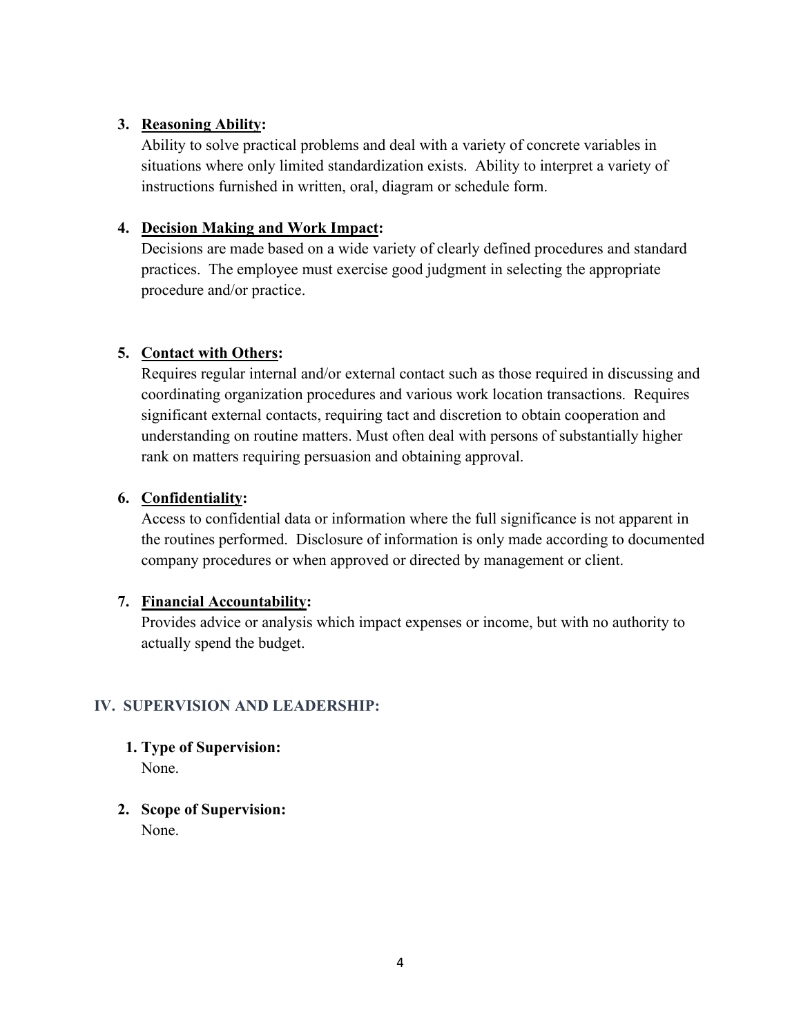3. **Reasoning Ability:**
   Ability to solve practical problems and deal with a variety of concrete variables in situations where only limited standardization exists. Ability to interpret a variety of instructions furnished in written, oral, diagram or schedule form.

4. **Decision Making and Work Impact:**
   Decisions are made based on a wide variety of clearly defined procedures and standard practices. The employee must exercise good judgment in selecting the appropriate procedure and/or practice.

5. **Contact with Others:**
   Requires regular internal and/or external contact such as those required in discussing and coordinating organization procedures and various work location transactions. Requires significant external contacts, requiring tact and discretion to obtain cooperation and understanding on routine matters. Must often deal with persons of substantially higher rank on matters requiring persuasion and obtaining approval.

6. **Confidentiality:**
   Access to confidential data or information where the full significance is not apparent in the routines performed. Disclosure of information is only made according to documented company procedures or when approved or directed by management or client.

7. **Financial Accountability:**
   Provides advice or analysis which impact expenses or income, but with no authority to actually spend the budget.

## IV. SUPERVISION AND LEADERSHIP:

1. **Type of Supervision:**
   None.

2. **Scope of Supervision:**
   None.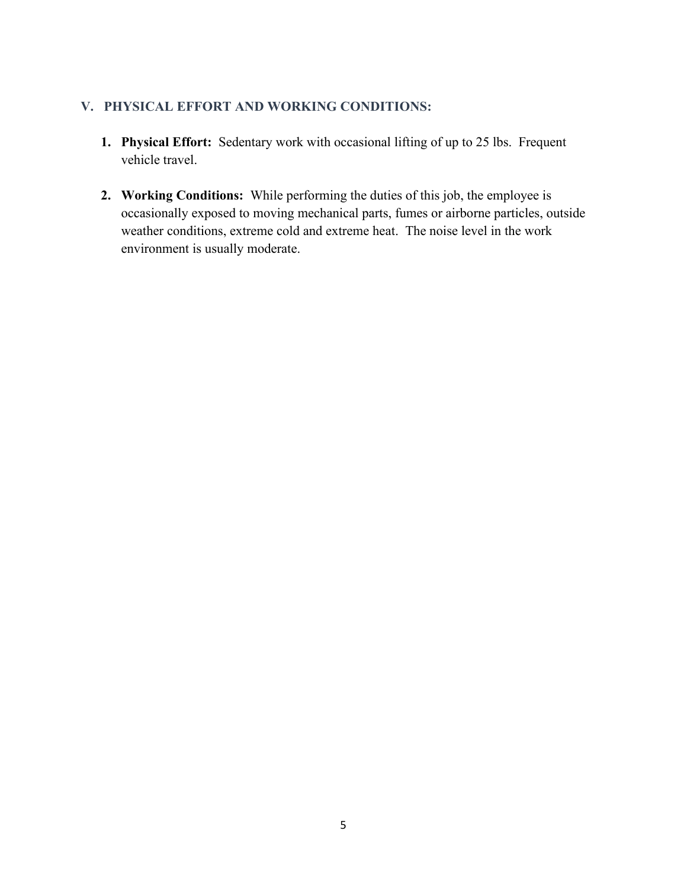## V. PHYSICAL EFFORT AND WORKING CONDITIONS:

1. **Physical Effort:** Sedentary work with occasional lifting of up to 25 lbs. Frequent vehicle travel.

2. **Working Conditions:** While performing the duties of this job, the employee is occasionally exposed to moving mechanical parts, fumes or airborne particles, outside weather conditions, extreme cold and extreme heat. The noise level in the work environment is usually moderate.